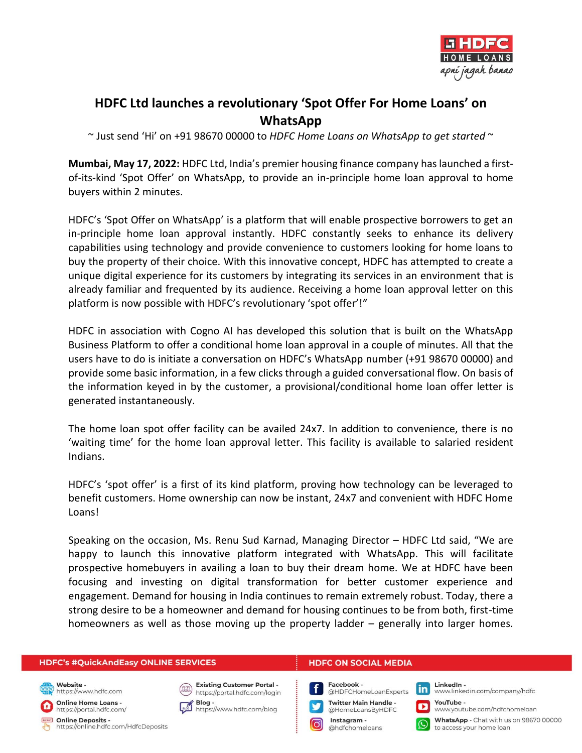# HDFC Ltd launches a revolutionary 'Spot Offer For Home Loans' on WhatsApp

~ Just send 'Hi' on +91 98670 00000 to *HDFC Home Loans on WhatsApp to get started* ~

**Mumbai, May 17, 2022:** HDFC Ltd, India's premier housing finance company has launched a first-of-its-kind 'Spot Offer' on WhatsApp, to provide an in-principle home loan approval to home buyers within 2 minutes.

HDFC's 'Spot Offer on WhatsApp' is a platform that will enable prospective borrowers to get an in-principle home loan approval instantly. HDFC constantly seeks to enhance its delivery capabilities using technology and provide convenience to customers looking for home loans to buy the property of their choice. With this innovative concept, HDFC has attempted to create a unique digital experience for its customers by integrating its services in an environment that is already familiar and frequented by its audience. Receiving a home loan approval letter on this platform is now possible with HDFC's revolutionary 'spot offer'!"

HDFC in association with Cogno AI has developed this solution that is built on the WhatsApp Business Platform to offer a conditional home loan approval in a couple of minutes. All that the users have to do is initiate a conversation on HDFC's WhatsApp number (+91 98670 00000) and provide some basic information, in a few clicks through a guided conversational flow. On basis of the information keyed in by the customer, a provisional/conditional home loan offer letter is generated instantaneously.

The home loan spot offer facility can be availed 24x7. In addition to convenience, there is no 'waiting time' for the home loan approval letter. This facility is available to salaried resident Indians.

HDFC's 'spot offer' is a first of its kind platform, proving how technology can be leveraged to benefit customers. Home ownership can now be instant, 24x7 and convenient with HDFC Home Loans!

Speaking on the occasion, Ms. Renu Sud Karnad, Managing Director – HDFC Ltd said, "We are happy to launch this innovative platform integrated with WhatsApp. This will facilitate prospective homebuyers in availing a loan to buy their dream home. We at HDFC have been focusing and investing on digital transformation for better customer experience and engagement. Demand for housing in India continues to remain extremely robust. Today, there a strong desire to be a homeowner and demand for housing continues to be from both, first-time homeowners as well as those moving up the property ladder – generally into larger homes.

**HDFC's #QuickAndEasy ONLINE SERVICES**

- **Website** - https://www.hdfc.com
- **Online Home Loans** - https://portal.hdfc.com/
- **Online Deposits** - https://online.hdfc.com/HdfcDeposits
- **Existing Customer Portal** - https://portal.hdfc.com/login
- **Blog** - https://www.hdfc.com/blog

**HDFC ON SOCIAL MEDIA**

- **Facebook** - @HDFCHomeLoanExperts
- **Twitter Main Handle** - @HomeLoansByHDFC
- **Instagram** - @hdfchomeloans
- **LinkedIn** - www.linkedin.com/company/hdfc
- **YouTube** - www.youtube.com/hdfchomeloan
- **WhatsApp** - Chat with us on 98670 00000 to access your home loan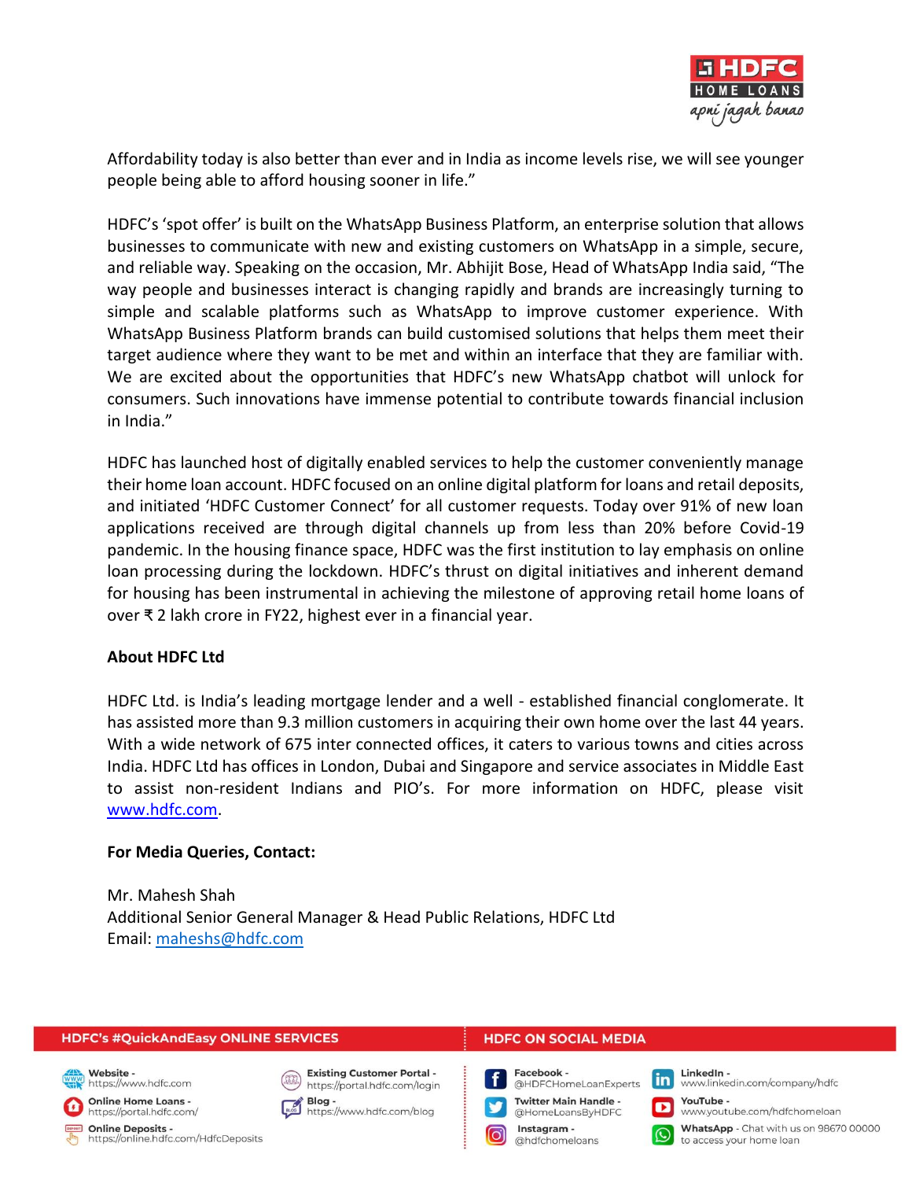Affordability today is also better than ever and in India as income levels rise, we will see younger people being able to afford housing sooner in life."

HDFC's 'spot offer' is built on the WhatsApp Business Platform, an enterprise solution that allows businesses to communicate with new and existing customers on WhatsApp in a simple, secure, and reliable way. Speaking on the occasion, Mr. Abhijit Bose, Head of WhatsApp India said, "The way people and businesses interact is changing rapidly and brands are increasingly turning to simple and scalable platforms such as WhatsApp to improve customer experience. With WhatsApp Business Platform brands can build customised solutions that helps them meet their target audience where they want to be met and within an interface that they are familiar with. We are excited about the opportunities that HDFC's new WhatsApp chatbot will unlock for consumers. Such innovations have immense potential to contribute towards financial inclusion in India."

HDFC has launched host of digitally enabled services to help the customer conveniently manage their home loan account. HDFC focused on an online digital platform for loans and retail deposits, and initiated 'HDFC Customer Connect' for all customer requests. Today over 91% of new loan applications received are through digital channels up from less than 20% before Covid-19 pandemic. In the housing finance space, HDFC was the first institution to lay emphasis on online loan processing during the lockdown. HDFC's thrust on digital initiatives and inherent demand for housing has been instrumental in achieving the milestone of approving retail home loans of over ₹ 2 lakh crore in FY22, highest ever in a financial year.

**About HDFC Ltd**

HDFC Ltd. is India's leading mortgage lender and a well - established financial conglomerate. It has assisted more than 9.3 million customers in acquiring their own home over the last 44 years. With a wide network of 675 inter connected offices, it caters to various towns and cities across India. HDFC Ltd has offices in London, Dubai and Singapore and service associates in Middle East to assist non-resident Indians and PIO's. For more information on HDFC, please visit www.hdfc.com.

**For Media Queries, Contact:**

Mr. Mahesh Shah
Additional Senior General Manager & Head Public Relations, HDFC Ltd
Email: maheshs@hdfc.com

**HDFC's #QuickAndEasy ONLINE SERVICES**

Website - https://www.hdfc.com
Online Home Loans - https://portal.hdfc.com/
Online Deposits - https://online.hdfc.com/HdfcDeposits
Existing Customer Portal - https://portal.hdfc.com/login
Blog - https://www.hdfc.com/blog

**HDFC ON SOCIAL MEDIA**

Facebook - @HDFCHomeLoanExperts
Twitter Main Handle - @HomeLoansByHDFC
Instagram - @hdfchomeloans
LinkedIn - www.linkedin.com/company/hdfc
YouTube - www.youtube.com/hdfchomeloan
WhatsApp - Chat with us on 98670 00000 to access your home loan